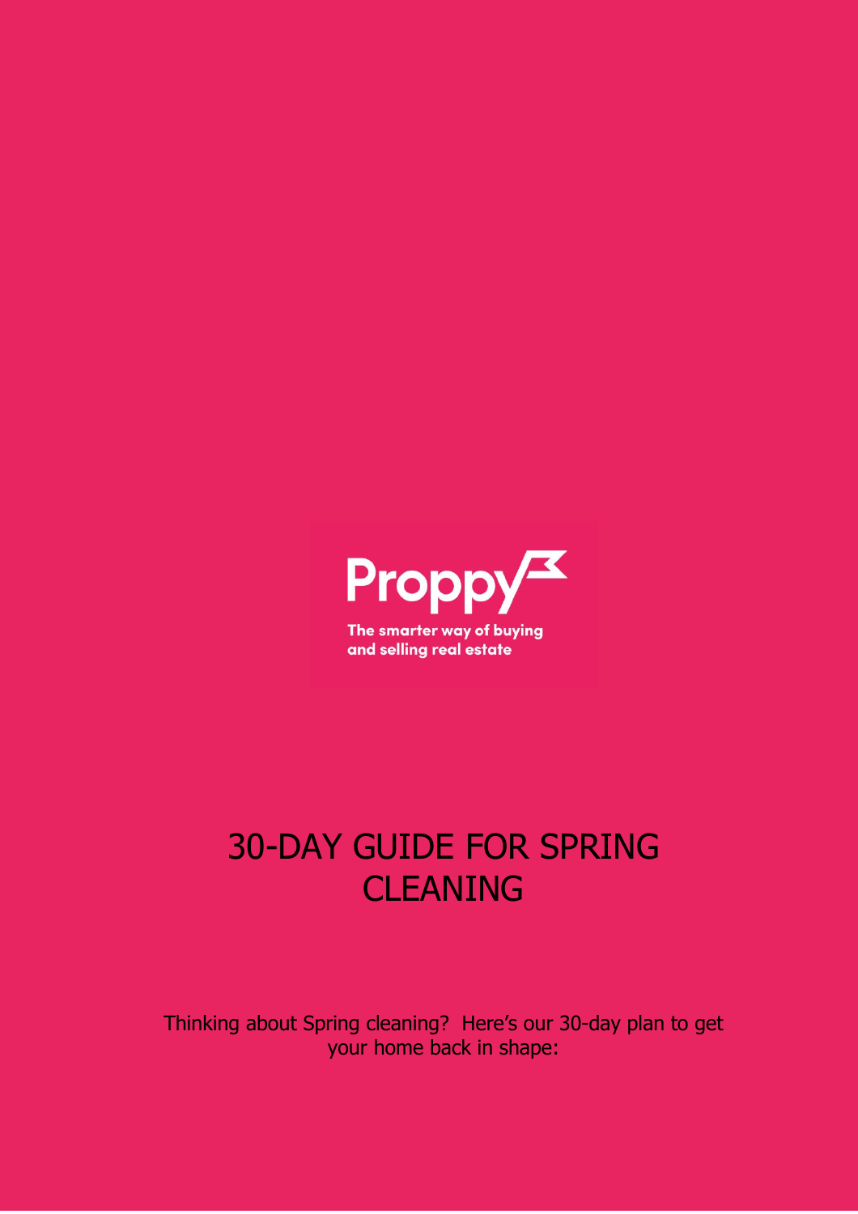Proppy

The smarter way of buying and selling real estate

# 30-DAY GUIDE FOR SPRING CLEANING

Thinking about Spring cleaning?  Here's our 30-day plan to get your home back in shape: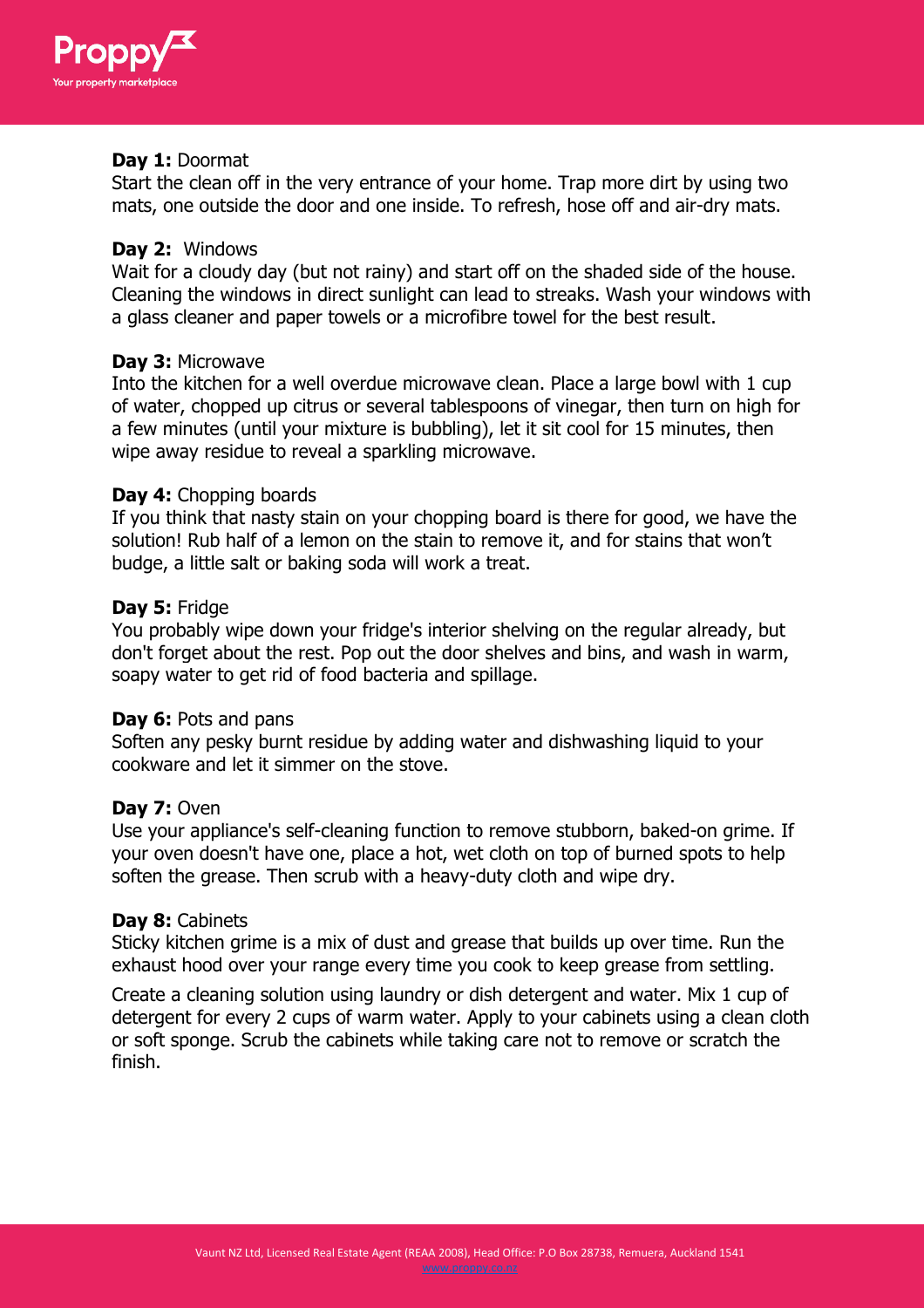**Day 1:** Doormat
Start the clean off in the very entrance of your home. Trap more dirt by using two mats, one outside the door and one inside. To refresh, hose off and air-dry mats.

**Day 2:** Windows
Wait for a cloudy day (but not rainy) and start off on the shaded side of the house. Cleaning the windows in direct sunlight can lead to streaks. Wash your windows with a glass cleaner and paper towels or a microfibre towel for the best result.

**Day 3:** Microwave
Into the kitchen for a well overdue microwave clean. Place a large bowl with 1 cup of water, chopped up citrus or several tablespoons of vinegar, then turn on high for a few minutes (until your mixture is bubbling), let it sit cool for 15 minutes, then wipe away residue to reveal a sparkling microwave.

**Day 4:** Chopping boards
If you think that nasty stain on your chopping board is there for good, we have the solution! Rub half of a lemon on the stain to remove it, and for stains that won't budge, a little salt or baking soda will work a treat.

**Day 5:** Fridge
You probably wipe down your fridge's interior shelving on the regular already, but don't forget about the rest. Pop out the door shelves and bins, and wash in warm, soapy water to get rid of food bacteria and spillage.

**Day 6:** Pots and pans
Soften any pesky burnt residue by adding water and dishwashing liquid to your cookware and let it simmer on the stove.

**Day 7:** Oven
Use your appliance's self-cleaning function to remove stubborn, baked-on grime. If your oven doesn't have one, place a hot, wet cloth on top of burned spots to help soften the grease. Then scrub with a heavy-duty cloth and wipe dry.

**Day 8:** Cabinets
Sticky kitchen grime is a mix of dust and grease that builds up over time. Run the exhaust hood over your range every time you cook to keep grease from settling.

Create a cleaning solution using laundry or dish detergent and water. Mix 1 cup of detergent for every 2 cups of warm water. Apply to your cabinets using a clean cloth or soft sponge. Scrub the cabinets while taking care not to remove or scratch the finish.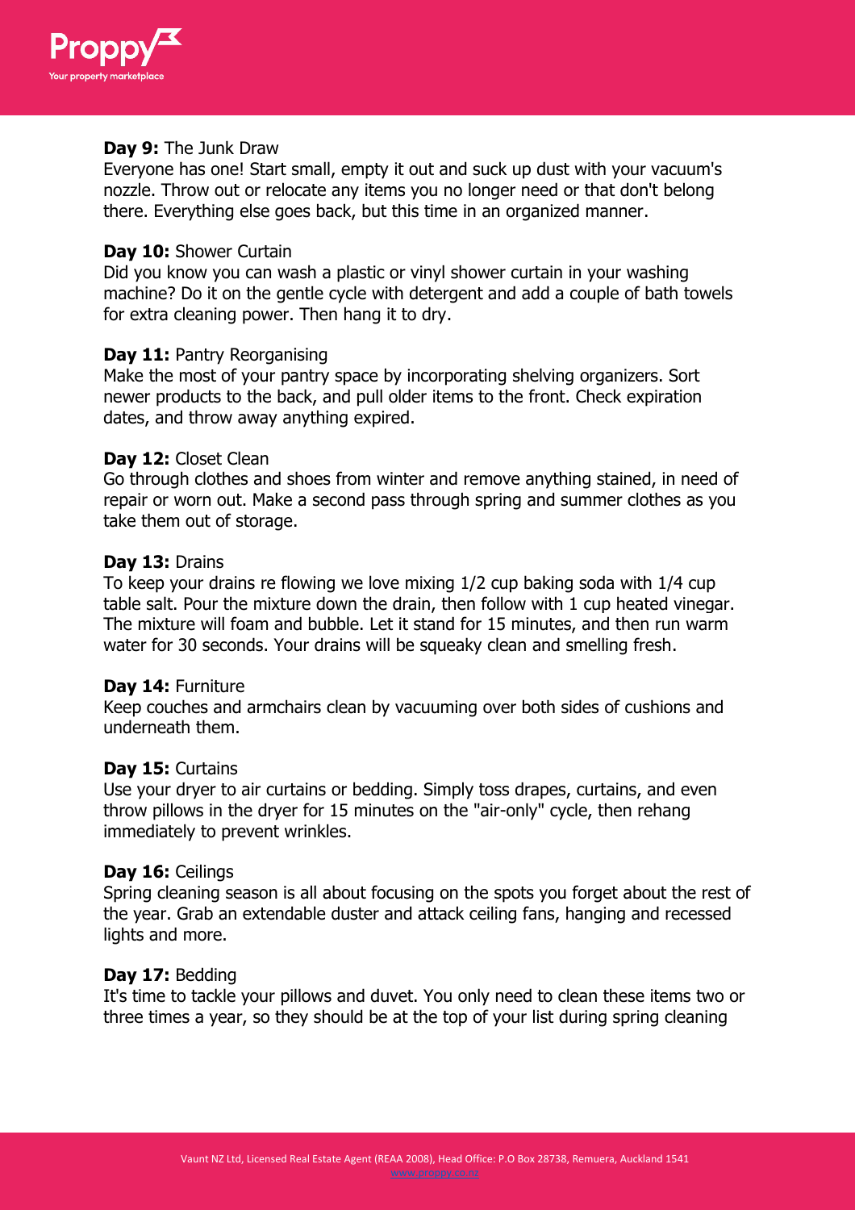**Day 9:** The Junk Draw
Everyone has one! Start small, empty it out and suck up dust with your vacuum's nozzle. Throw out or relocate any items you no longer need or that don't belong there. Everything else goes back, but this time in an organized manner.

**Day 10:** Shower Curtain
Did you know you can wash a plastic or vinyl shower curtain in your washing machine? Do it on the gentle cycle with detergent and add a couple of bath towels for extra cleaning power. Then hang it to dry.

**Day 11:** Pantry Reorganising
Make the most of your pantry space by incorporating shelving organizers. Sort newer products to the back, and pull older items to the front. Check expiration dates, and throw away anything expired.

**Day 12:** Closet Clean
Go through clothes and shoes from winter and remove anything stained, in need of repair or worn out. Make a second pass through spring and summer clothes as you take them out of storage.

**Day 13:** Drains
To keep your drains re flowing we love mixing 1/2 cup baking soda with 1/4 cup table salt. Pour the mixture down the drain, then follow with 1 cup heated vinegar. The mixture will foam and bubble. Let it stand for 15 minutes, and then run warm water for 30 seconds. Your drains will be squeaky clean and smelling fresh.

**Day 14:** Furniture
Keep couches and armchairs clean by vacuuming over both sides of cushions and underneath them.

**Day 15:** Curtains
Use your dryer to air curtains or bedding. Simply toss drapes, curtains, and even throw pillows in the dryer for 15 minutes on the "air-only" cycle, then rehang immediately to prevent wrinkles.

**Day 16:** Ceilings
Spring cleaning season is all about focusing on the spots you forget about the rest of the year. Grab an extendable duster and attack ceiling fans, hanging and recessed lights and more.

**Day 17:** Bedding
It's time to tackle your pillows and duvet. You only need to clean these items two or three times a year, so they should be at the top of your list during spring cleaning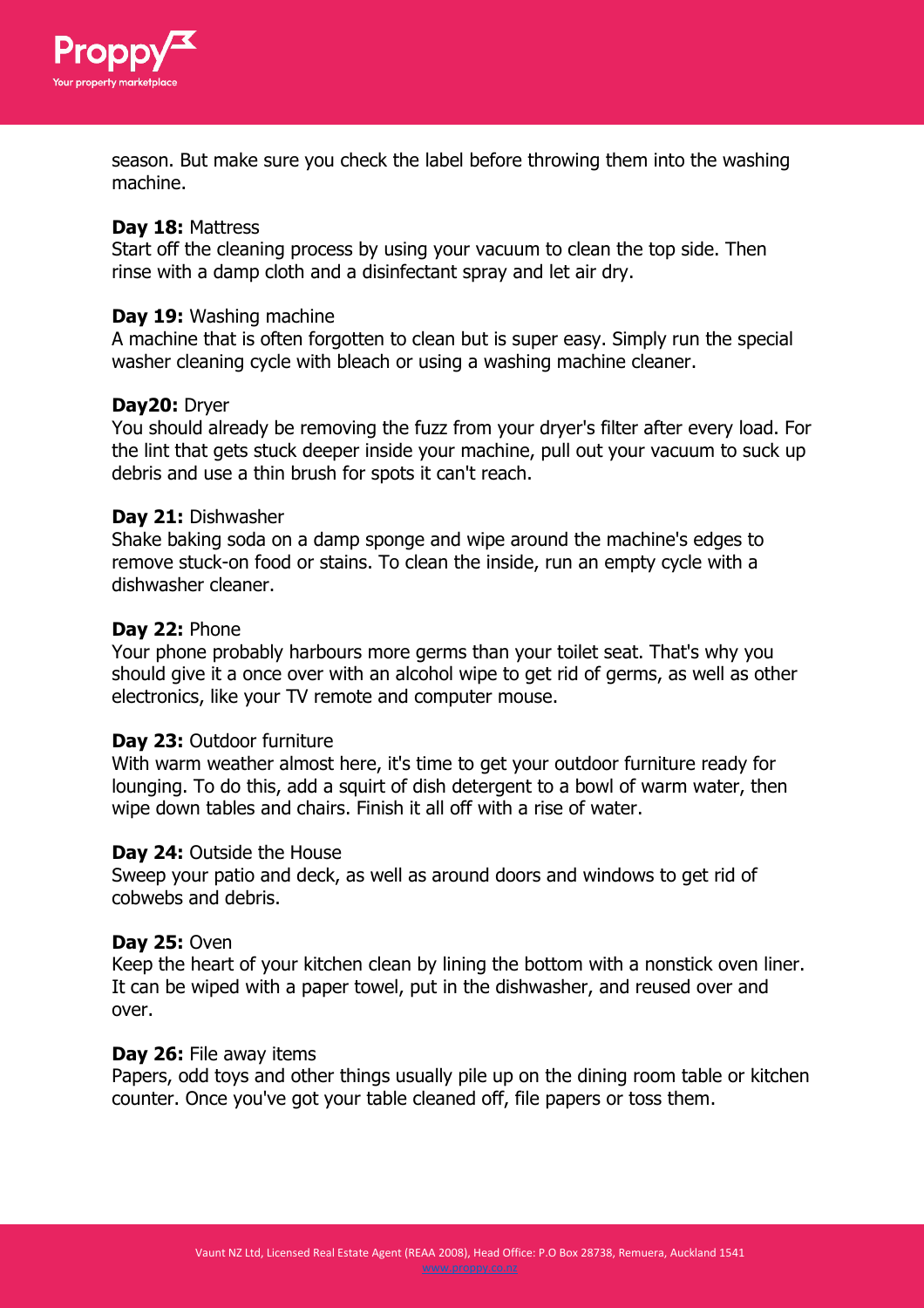season. But make sure you check the label before throwing them into the washing machine.

**Day 18:** Mattress
Start off the cleaning process by using your vacuum to clean the top side. Then rinse with a damp cloth and a disinfectant spray and let air dry.

**Day 19:** Washing machine
A machine that is often forgotten to clean but is super easy. Simply run the special washer cleaning cycle with bleach or using a washing machine cleaner.

**Day20:** Dryer
You should already be removing the fuzz from your dryer's filter after every load. For the lint that gets stuck deeper inside your machine, pull out your vacuum to suck up debris and use a thin brush for spots it can't reach.

**Day 21:** Dishwasher
Shake baking soda on a damp sponge and wipe around the machine's edges to remove stuck-on food or stains. To clean the inside, run an empty cycle with a dishwasher cleaner.

**Day 22:** Phone
Your phone probably harbours more germs than your toilet seat. That's why you should give it a once over with an alcohol wipe to get rid of germs, as well as other electronics, like your TV remote and computer mouse.

**Day 23:** Outdoor furniture
With warm weather almost here, it's time to get your outdoor furniture ready for lounging. To do this, add a squirt of dish detergent to a bowl of warm water, then wipe down tables and chairs. Finish it all off with a rise of water.

**Day 24:** Outside the House
Sweep your patio and deck, as well as around doors and windows to get rid of cobwebs and debris.

**Day 25:** Oven
Keep the heart of your kitchen clean by lining the bottom with a nonstick oven liner. It can be wiped with a paper towel, put in the dishwasher, and reused over and over.

**Day 26:** File away items
Papers, odd toys and other things usually pile up on the dining room table or kitchen counter. Once you've got your table cleaned off, file papers or toss them.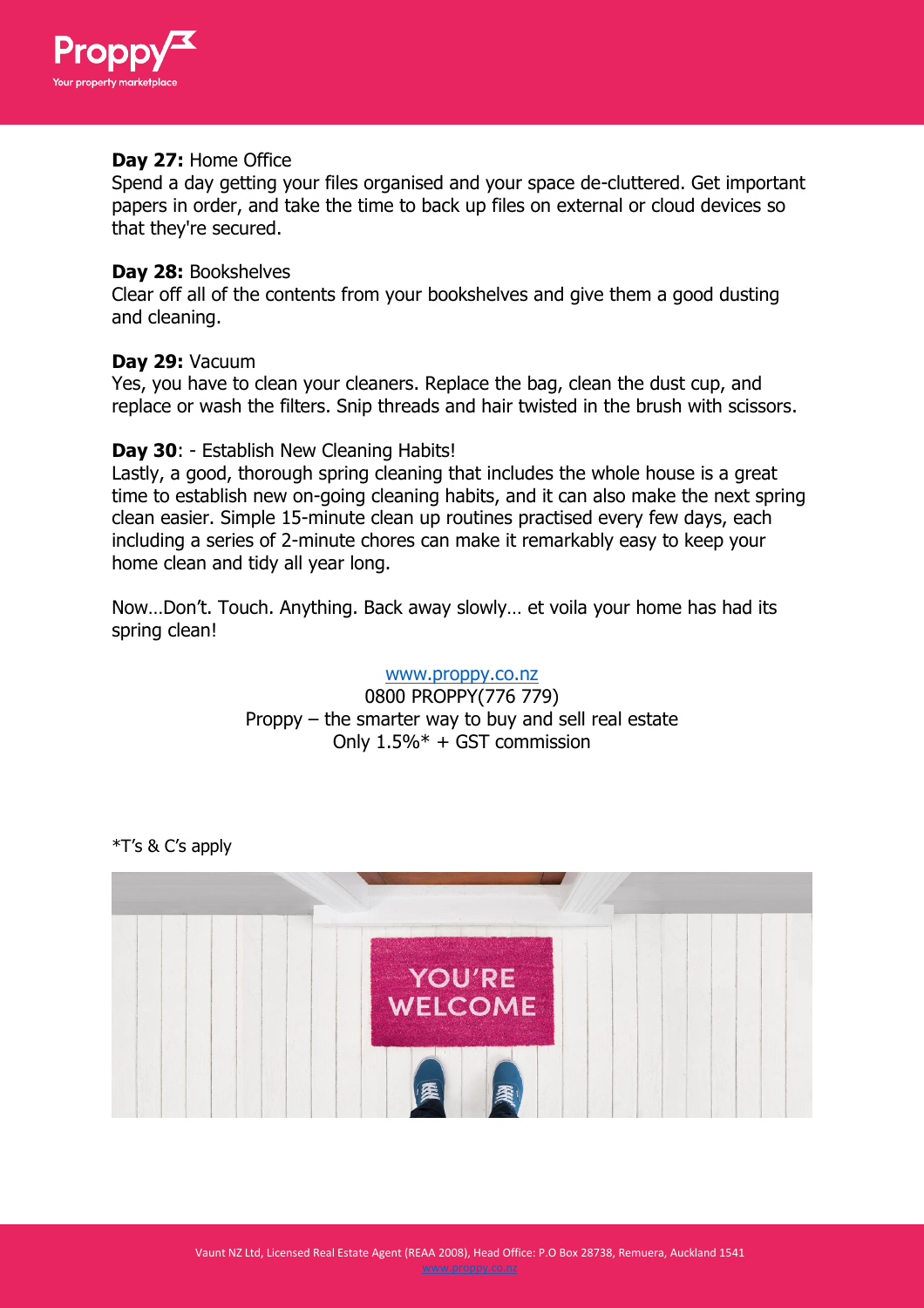**Day 27:** Home Office
Spend a day getting your files organised and your space de-cluttered. Get important papers in order, and take the time to back up files on external or cloud devices so that they're secured.

**Day 28:** Bookshelves
Clear off all of the contents from your bookshelves and give them a good dusting and cleaning.

**Day 29:** Vacuum
Yes, you have to clean your cleaners. Replace the bag, clean the dust cup, and replace or wash the filters. Snip threads and hair twisted in the brush with scissors.

**Day 30**: - Establish New Cleaning Habits!
Lastly, a good, thorough spring cleaning that includes the whole house is a great time to establish new on-going cleaning habits, and it can also make the next spring clean easier. Simple 15-minute clean up routines practised every few days, each including a series of 2-minute chores can make it remarkably easy to keep your home clean and tidy all year long.

Now…Don't. Touch. Anything. Back away slowly… et voila your home has had its spring clean!

www.proppy.co.nz
0800 PROPPY(776 779)
Proppy – the smarter way to buy and sell real estate
Only 1.5%* + GST commission

*T's & C's apply